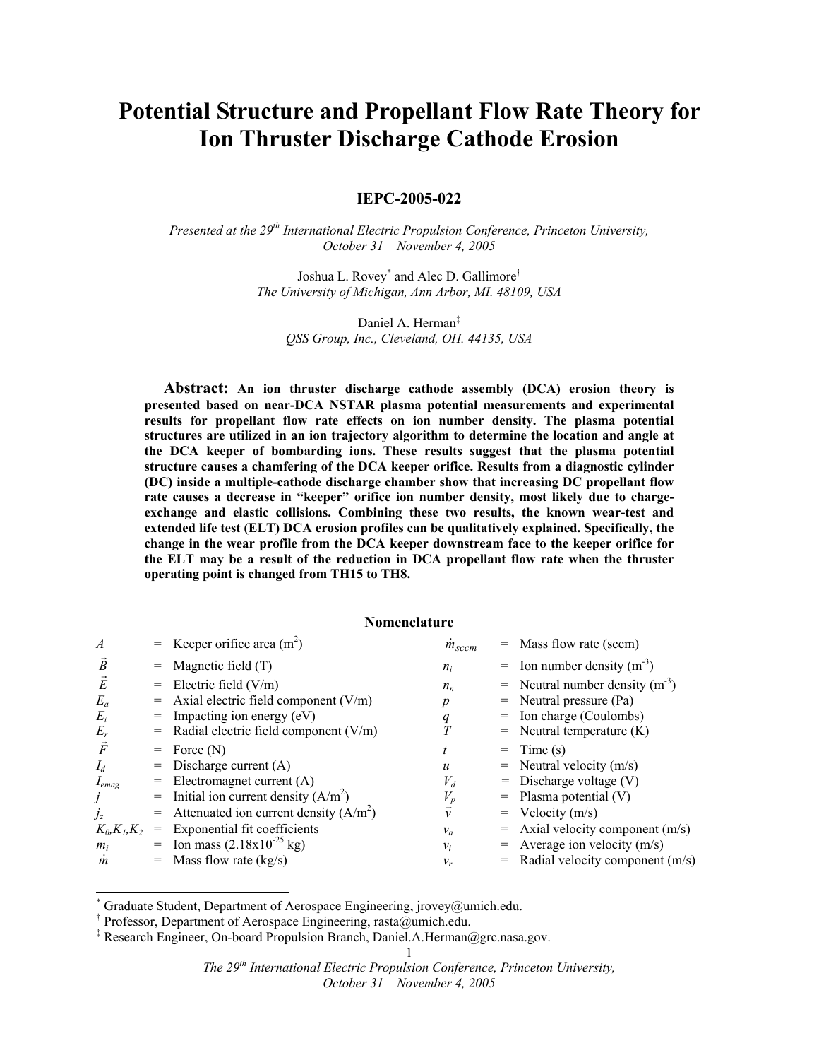# Potential Structure and Propellant Flow Rate Theory for Ion Thruster Discharge Cathode Erosion

**IEPC-2005-022**

*Presented at the 29th International Electric Propulsion Conference, Princeton University, October 31 – November 4, 2005*

Joshua L. Rovey[*] and Alec D. Gallimore[†]
*The University of Michigan, Ann Arbor, MI. 48109, USA*

Daniel A. Herman[‡]
*QSS Group, Inc., Cleveland, OH. 44135, USA*

**Abstract: An ion thruster discharge cathode assembly (DCA) erosion theory is presented based on near-DCA NSTAR plasma potential measurements and experimental results for propellant flow rate effects on ion number density. The plasma potential structures are utilized in an ion trajectory algorithm to determine the location and angle at the DCA keeper of bombarding ions. These results suggest that the plasma potential structure causes a chamfering of the DCA keeper orifice. Results from a diagnostic cylinder (DC) inside a multiple-cathode discharge chamber show that increasing DC propellant flow rate causes a decrease in "keeper" orifice ion number density, most likely due to charge-exchange and elastic collisions. Combining these two results, the known wear-test and extended life test (ELT) DCA erosion profiles can be qualitatively explained. Specifically, the change in the wear profile from the DCA keeper downstream face to the keeper orifice for the ELT may be a result of the reduction in DCA propellant flow rate when the thruster operating point is changed from TH15 to TH8.**

## Nomenclature

| | | |
|---|---|---|
| $A$ | = | Keeper orifice area ($m^2$) |
| $\vec{B}$ | = | Magnetic field (T) |
| $\vec{E}$ | = | Electric field (V/m) |
| $E_a$ | = | Axial electric field component (V/m) |
| $E_i$ | = | Impacting ion energy (eV) |
| $E_r$ | = | Radial electric field component (V/m) |
| $\vec{F}$ | = | Force (N) |
| $I_d$ | = | Discharge current (A) |
| $I_{emag}$ | = | Electromagnet current (A) |
| $j$ | = | Initial ion current density ($A/m^2$) |
| $j_z$ | = | Attenuated ion current density ($A/m^2$) |
| $K_0, K_1, K_2$ | = | Exponential fit coefficients |
| $m_i$ | = | Ion mass ($2.18 \times 10^{-25}$ kg) |
| $\dot{m}$ | = | Mass flow rate (kg/s) |
| $\dot{m}_{sccm}$ | = | Mass flow rate (sccm) |
| $n_i$ | = | Ion number density ($m^{-3}$) |
| $n_n$ | = | Neutral number density ($m^{-3}$) |
| $p$ | = | Neutral pressure (Pa) |
| $q$ | = | Ion charge (Coulombs) |
| $T$ | = | Neutral temperature (K) |
| $t$ | = | Time (s) |
| $u$ | = | Neutral velocity (m/s) |
| $V_d$ | = | Discharge voltage (V) |
| $V_p$ | = | Plasma potential (V) |
| $\vec{v}$ | = | Velocity (m/s) |
| $v_a$ | = | Axial velocity component (m/s) |
| $v_i$ | = | Average ion velocity (m/s) |
| $v_r$ | = | Radial velocity component (m/s) |

---

[*] Graduate Student, Department of Aerospace Engineering, jrovey@umich.edu.
[†] Professor, Department of Aerospace Engineering, rasta@umich.edu.
[‡] Research Engineer, On-board Propulsion Branch, Daniel.A.Herman@grc.nasa.gov.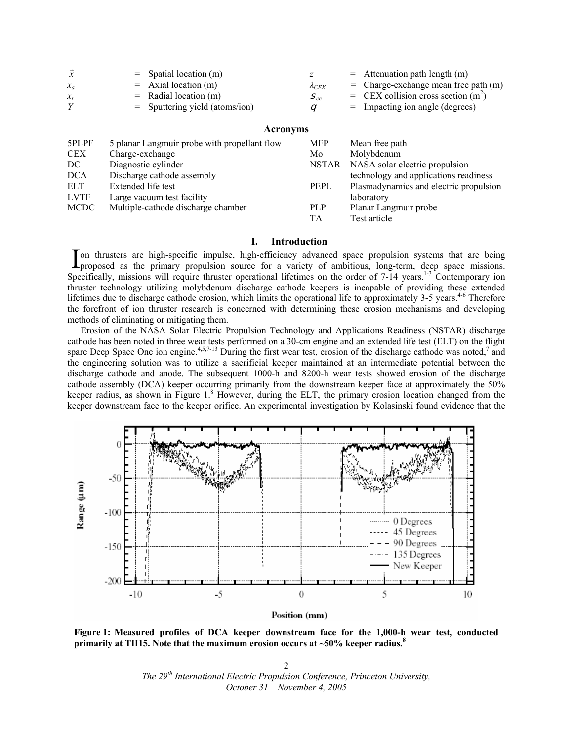| | | | | | |
|---|---|---|---|---|---|
| $\vec{x}$ | = | Spatial location (m) | $z$ | = | Attenuation path length (m) |
| $x_a$ | = | Axial location (m) | $\lambda_{CEX}$ | = | Charge-exchange mean free path (m) |
| $x_r$ | = | Radial location (m) | $s_{ce}$ | = | CEX collision cross section (m$^2$) |
| $Y$ | = | Sputtering yield (atoms/ion) | $q$ | = | Impacting ion angle (degrees) |

## Acronyms

| | | | |
|---|---|---|---|
| 5PLPF | 5 planar Langmuir probe with propellant flow | MFP | Mean free path |
| CEX | Charge-exchange | Mo | Molybdenum |
| DC | Diagnostic cylinder | NSTAR | NASA solar electric propulsion technology and applications readiness |
| DCA | Discharge cathode assembly | PEPL | Plasmadynamics and electric propulsion laboratory |
| ELT | Extended life test | PLP | Planar Langmuir probe |
| LVTF | Large vacuum test facility | TA | Test article |
| MCDC | Multiple-cathode discharge chamber | | |

# I. Introduction

Ion thrusters are high-specific impulse, high-efficiency advanced space propulsion systems that are being proposed as the primary propulsion source for a variety of ambitious, long-term, deep space missions. Specifically, missions will require thruster operational lifetimes on the order of 7-14 years.[1-3] Contemporary ion thruster technology utilizing molybdenum discharge cathode keepers is incapable of providing these extended lifetimes due to discharge cathode erosion, which limits the operational life to approximately 3-5 years.[4-6] Therefore the forefront of ion thruster research is concerned with determining these erosion mechanisms and developing methods of eliminating or mitigating them.

Erosion of the NASA Solar Electric Propulsion Technology and Applications Readiness (NSTAR) discharge cathode has been noted in three wear tests performed on a 30-cm engine and an extended life test (ELT) on the flight spare Deep Space One ion engine.[4,5,7-13] During the first wear test, erosion of the discharge cathode was noted,[7] and the engineering solution was to utilize a sacrificial keeper maintained at an intermediate potential between the discharge cathode and anode. The subsequent 1000-h and 8200-h wear tests showed erosion of the discharge cathode assembly (DCA) keeper occurring primarily from the downstream keeper face at approximately the 50% keeper radius, as shown in Figure 1.[8] However, during the ELT, the primary erosion location changed from the keeper downstream face to the keeper orifice. An experimental investigation by Kolasinski found evidence that the

**Figure 1: Measured profiles of DCA keeper downstream face for the 1,000-h wear test, conducted primarily at TH15. Note that the maximum erosion occurs at ~50% keeper radius.[8]**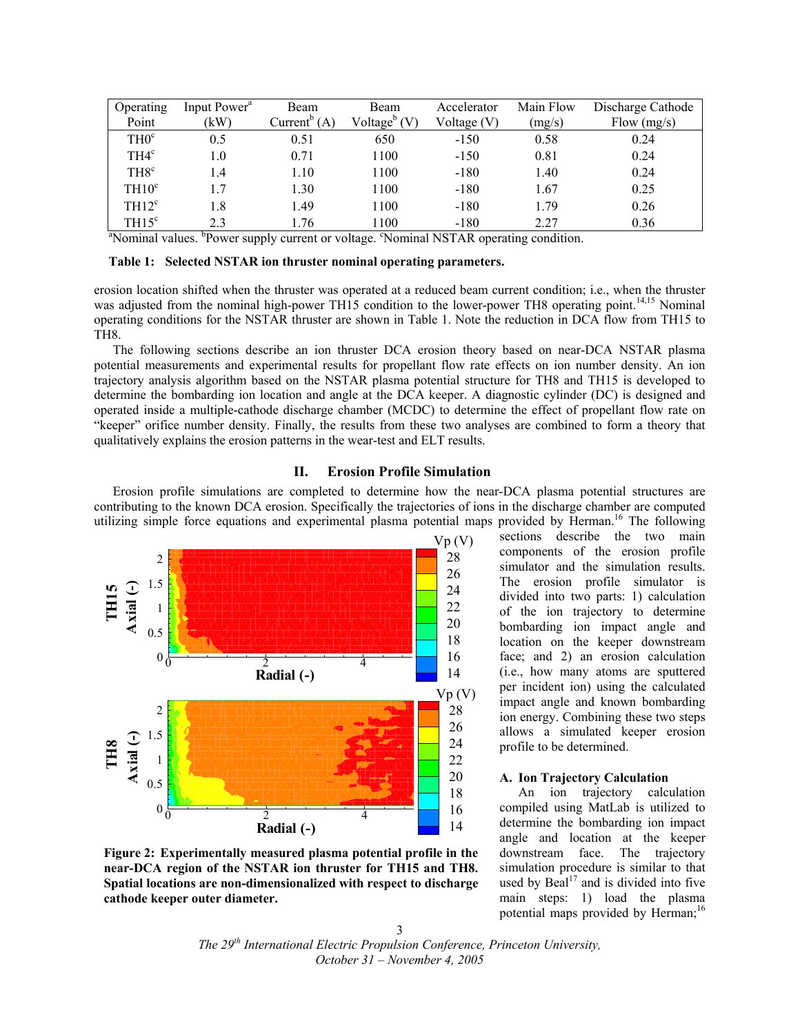| Operating Point | Input Power[a] (kW) | Beam Current[b] (A) | Beam Voltage[b] (V) | Accelerator Voltage (V) | Main Flow (mg/s) | Discharge Cathode Flow (mg/s) |
|---|---|---|---|---|---|---|
| TH0[c] | 0.5 | 0.51 | 650 | -150 | 0.58 | 0.24 |
| TH4[c] | 1.0 | 0.71 | 1100 | -150 | 0.81 | 0.24 |
| TH8[c] | 1.4 | 1.10 | 1100 | -180 | 1.40 | 0.24 |
| TH10[c] | 1.7 | 1.30 | 1100 | -180 | 1.67 | 0.25 |
| TH12[c] | 1.8 | 1.49 | 1100 | -180 | 1.79 | 0.26 |
| TH15[c] | 2.3 | 1.76 | 1100 | -180 | 2.27 | 0.36 |

[a]Nominal values. [b]Power supply current or voltage. [c]Nominal NSTAR operating condition.

**Table 1: Selected NSTAR ion thruster nominal operating parameters.**

erosion location shifted when the thruster was operated at a reduced beam current condition; i.e., when the thruster was adjusted from the nominal high-power TH15 condition to the lower-power TH8 operating point.[14,15] Nominal operating conditions for the NSTAR thruster are shown in Table 1. Note the reduction in DCA flow from TH15 to TH8.

The following sections describe an ion thruster DCA erosion theory based on near-DCA NSTAR plasma potential measurements and experimental results for propellant flow rate effects on ion number density. An ion trajectory analysis algorithm based on the NSTAR plasma potential structure for TH8 and TH15 is developed to determine the bombarding ion location and angle at the DCA keeper. A diagnostic cylinder (DC) is designed and operated inside a multiple-cathode discharge chamber (MCDC) to determine the effect of propellant flow rate on "keeper" orifice number density. Finally, the results from these two analyses are combined to form a theory that qualitatively explains the erosion patterns in the wear-test and ELT results.

## II. Erosion Profile Simulation

Erosion profile simulations are completed to determine how the near-DCA plasma potential structures are contributing to the known DCA erosion. Specifically the trajectories of ions in the discharge chamber are computed utilizing simple force equations and experimental plasma potential maps provided by Herman.[16] The following sections describe the two main components of the erosion profile simulator and the simulation results. The erosion profile simulator is divided into two parts: 1) calculation of the ion trajectory to determine bombarding ion impact angle and location on the keeper downstream face; and 2) an erosion calculation (i.e., how many atoms are sputtered per incident ion) using the calculated impact angle and known bombarding ion energy. Combining these two steps allows a simulated keeper erosion profile to be determined.

**Figure 2: Experimentally measured plasma potential profile in the near-DCA region of the NSTAR ion thruster for TH15 and TH8. Spatial locations are non-dimensionalized with respect to discharge cathode keeper outer diameter.**

### A. Ion Trajectory Calculation

An ion trajectory calculation compiled using MatLab is utilized to determine the bombarding ion impact angle and location at the keeper downstream face. The trajectory simulation procedure is similar to that used by Beal[17] and is divided into five main steps: 1) load the plasma potential maps provided by Herman;[16]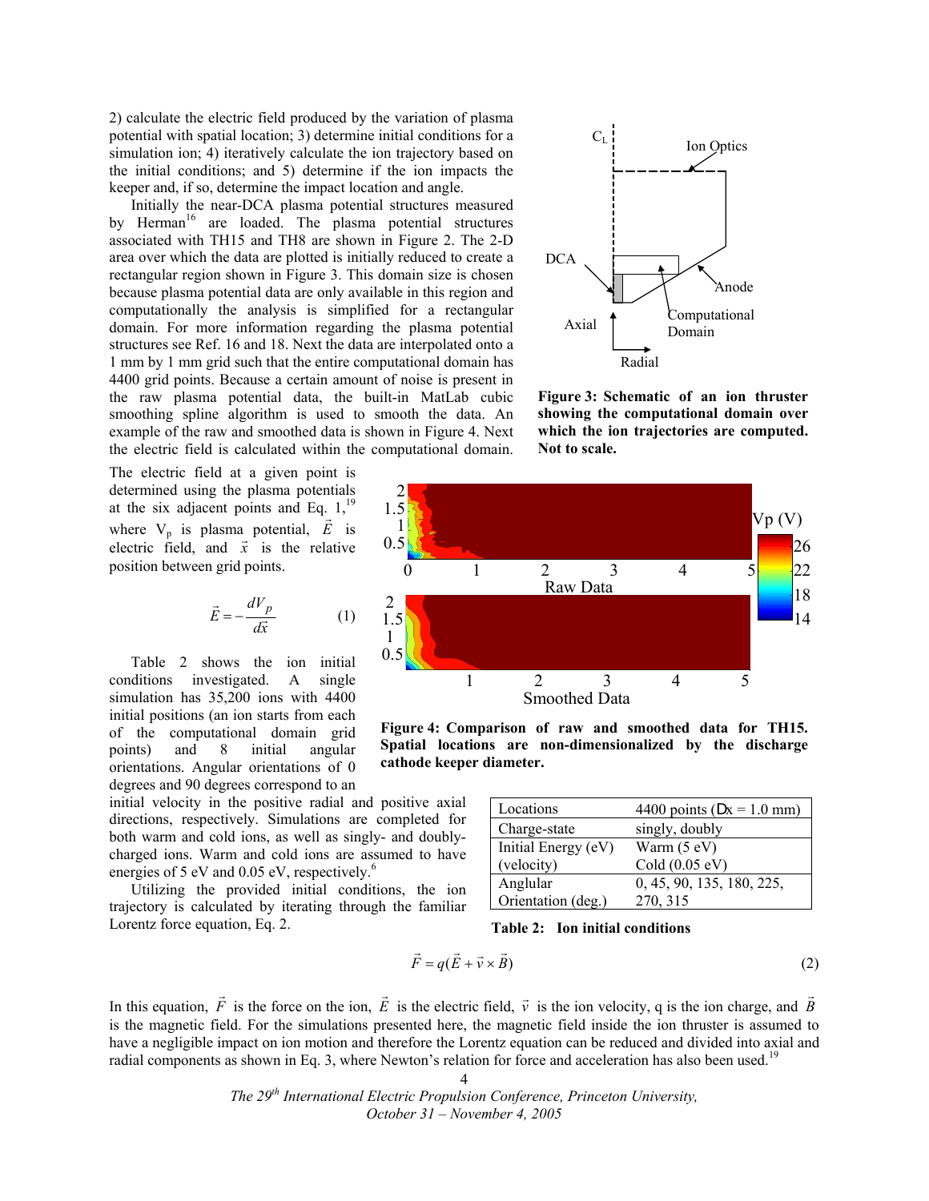2) calculate the electric field produced by the variation of plasma potential with spatial location; 3) determine initial conditions for a simulation ion; 4) iteratively calculate the ion trajectory based on the initial conditions; and 5) determine if the ion impacts the keeper and, if so, determine the impact location and angle.

Initially the near-DCA plasma potential structures measured by Herman[16] are loaded. The plasma potential structures associated with TH15 and TH8 are shown in Figure 2. The 2-D area over which the data are plotted is initially reduced to create a rectangular region shown in Figure 3. This domain size is chosen because plasma potential data are only available in this region and computationally the analysis is simplified for a rectangular domain. For more information regarding the plasma potential structures see Ref. 16 and 18. Next the data are interpolated onto a 1 mm by 1 mm grid such that the entire computational domain has 4400 grid points. Because a certain amount of noise is present in the raw plasma potential data, the built-in MatLab cubic smoothing spline algorithm is used to smooth the data. An example of the raw and smoothed data is shown in Figure 4. Next the electric field is calculated within the computational domain.

**Figure 3: Schematic of an ion thruster showing the computational domain over which the ion trajectories are computed. Not to scale.**

The electric field at a given point is determined using the plasma potentials at the six adjacent points and Eq. 1,[19] where $V_p$ is plasma potential, $\vec{E}$ is electric field, and $\vec{x}$ is the relative position between grid points.

$$\vec{E} = -\frac{dV_p}{d\vec{x}} \tag{1}$$

**Figure 4: Comparison of raw and smoothed data for TH15. Spatial locations are non-dimensionalized by the discharge cathode keeper diameter.**

Table 2 shows the ion initial conditions investigated. A single simulation has 35,200 ions with 4400 initial positions (an ion starts from each of the computational domain grid points) and 8 initial angular orientations. Angular orientations of 0 degrees and 90 degrees correspond to an initial velocity in the positive radial and positive axial directions, respectively. Simulations are completed for both warm and cold ions, as well as singly- and doubly-charged ions. Warm and cold ions are assumed to have energies of 5 eV and 0.05 eV, respectively.[6]

| | |
|---|---|
| Locations | 4400 points ($\Delta x$ = 1.0 mm) |
| Charge-state | singly, doubly |
| Initial Energy (eV) (velocity) | Warm (5 eV) Cold (0.05 eV) |
| Anglular Orientation (deg.) | 0, 45, 90, 135, 180, 225, 270, 315 |

**Table 2: Ion initial conditions**

Utilizing the provided initial conditions, the ion trajectory is calculated by iterating through the familiar Lorentz force equation, Eq. 2.

$$\vec{F} = q(\vec{E} + \vec{v} \times \vec{B}) \tag{2}$$

In this equation, $\vec{F}$ is the force on the ion, $\vec{E}$ is the electric field, $\vec{v}$ is the ion velocity, q is the ion charge, and $\vec{B}$ is the magnetic field. For the simulations presented here, the magnetic field inside the ion thruster is assumed to have a negligible impact on ion motion and therefore the Lorentz equation can be reduced and divided into axial and radial components as shown in Eq. 3, where Newton's relation for force and acceleration has also been used.[19]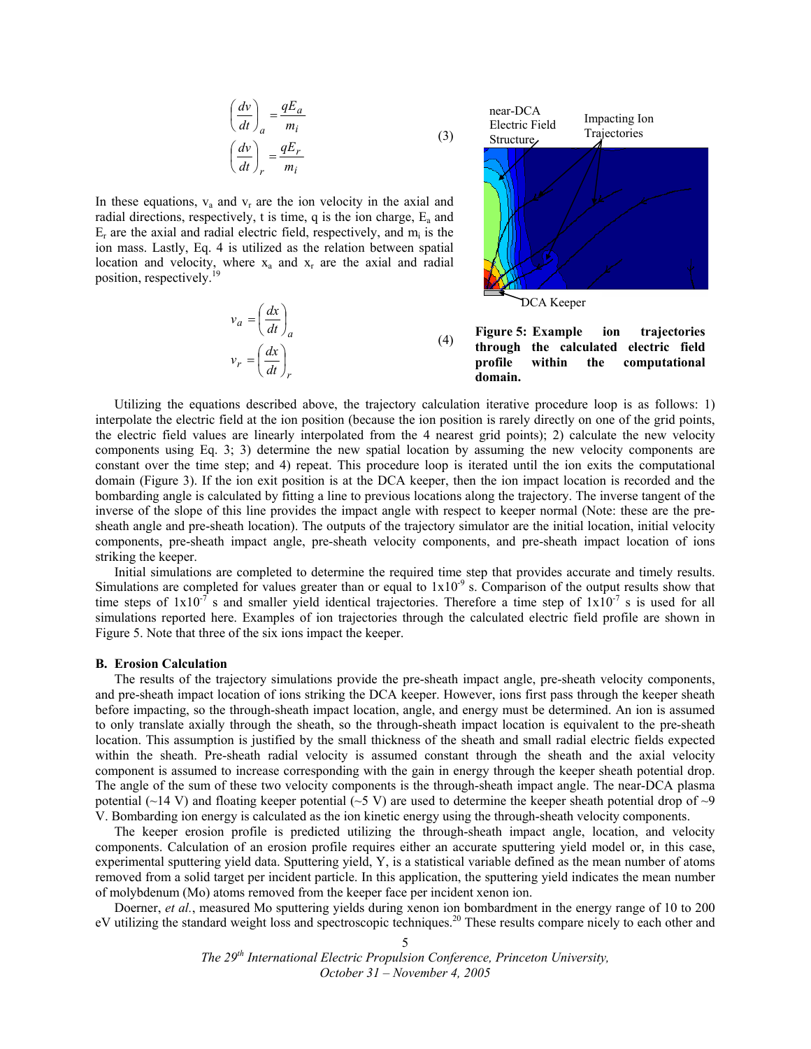$$\left(\frac{dv}{dt}\right)_a = \frac{qE_a}{m_i}$$
$$\left(\frac{dv}{dt}\right)_r = \frac{qE_r}{m_i} \tag{3}$$

In these equations, $v_a$ and $v_r$ are the ion velocity in the axial and radial directions, respectively, t is time, q is the ion charge, $E_a$ and $E_r$ are the axial and radial electric field, respectively, and $m_i$ is the ion mass. Lastly, Eq. 4 is utilized as the relation between spatial location and velocity, where $x_a$ and $x_r$ are the axial and radial position, respectively.[19]

$$v_a = \left(\frac{dx}{dt}\right)_a$$
$$v_r = \left(\frac{dx}{dt}\right)_r \tag{4}$$

**Figure 5: Example ion trajectories through the calculated electric field profile within the computational domain.**

Utilizing the equations described above, the trajectory calculation iterative procedure loop is as follows: 1) interpolate the electric field at the ion position (because the ion position is rarely directly on one of the grid points, the electric field values are linearly interpolated from the 4 nearest grid points); 2) calculate the new velocity components using Eq. 3; 3) determine the new spatial location by assuming the new velocity components are constant over the time step; and 4) repeat. This procedure loop is iterated until the ion exits the computational domain (Figure 3). If the ion exit position is at the DCA keeper, then the ion impact location is recorded and the bombarding angle is calculated by fitting a line to previous locations along the trajectory. The inverse tangent of the inverse of the slope of this line provides the impact angle with respect to keeper normal (Note: these are the pre-sheath angle and pre-sheath location). The outputs of the trajectory simulator are the initial location, initial velocity components, pre-sheath impact angle, pre-sheath velocity components, and pre-sheath impact location of ions striking the keeper.

Initial simulations are completed to determine the required time step that provides accurate and timely results. Simulations are completed for values greater than or equal to $1 \times 10^{-9}$ s. Comparison of the output results show that time steps of $1 \times 10^{-7}$ s and smaller yield identical trajectories. Therefore a time step of $1 \times 10^{-7}$ s is used for all simulations reported here. Examples of ion trajectories through the calculated electric field profile are shown in Figure 5. Note that three of the six ions impact the keeper.

### B. Erosion Calculation

The results of the trajectory simulations provide the pre-sheath impact angle, pre-sheath velocity components, and pre-sheath impact location of ions striking the DCA keeper. However, ions first pass through the keeper sheath before impacting, so the through-sheath impact location, angle, and energy must be determined. An ion is assumed to only translate axially through the sheath, so the through-sheath impact location is equivalent to the pre-sheath location. This assumption is justified by the small thickness of the sheath and small radial electric fields expected within the sheath. Pre-sheath radial velocity is assumed constant through the sheath and the axial velocity component is assumed to increase corresponding with the gain in energy through the keeper sheath potential drop. The angle of the sum of these two velocity components is the through-sheath impact angle. The near-DCA plasma potential (~14 V) and floating keeper potential (~5 V) are used to determine the keeper sheath potential drop of ~9 V. Bombarding ion energy is calculated as the ion kinetic energy using the through-sheath velocity components.

The keeper erosion profile is predicted utilizing the through-sheath impact angle, location, and velocity components. Calculation of an erosion profile requires either an accurate sputtering yield model or, in this case, experimental sputtering yield data. Sputtering yield, Y, is a statistical variable defined as the mean number of atoms removed from a solid target per incident particle. In this application, the sputtering yield indicates the mean number of molybdenum (Mo) atoms removed from the keeper face per incident xenon ion.

Doerner, *et al.*, measured Mo sputtering yields during xenon ion bombardment in the energy range of 10 to 200 eV utilizing the standard weight loss and spectroscopic techniques.[20] These results compare nicely to each other and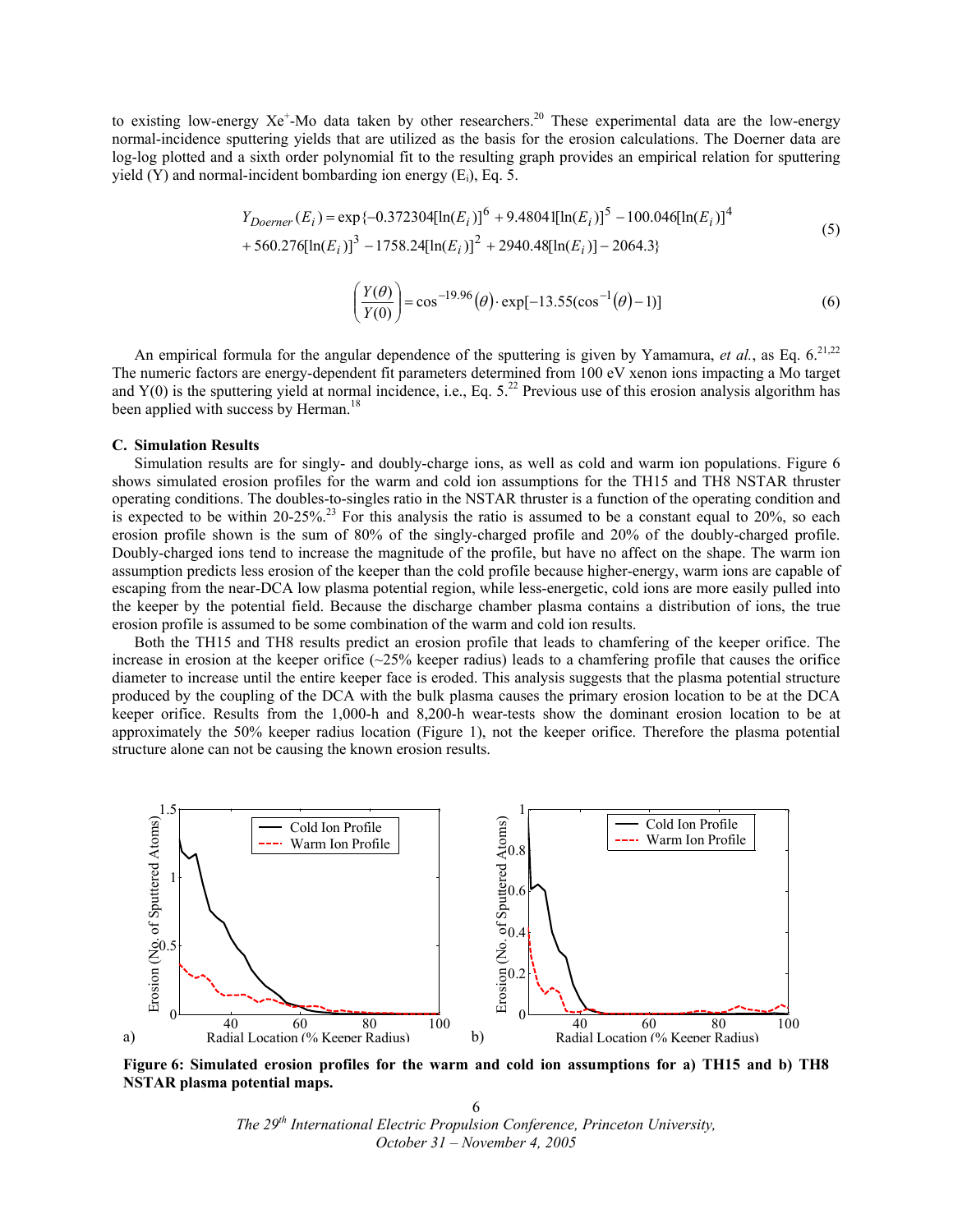to existing low-energy $Xe^{+}$-Mo data taken by other researchers.[20] These experimental data are the low-energy normal-incidence sputtering yields that are utilized as the basis for the erosion calculations. The Doerner data are log-log plotted and a sixth order polynomial fit to the resulting graph provides an empirical relation for sputtering yield (Y) and normal-incident bombarding ion energy ($E_i$), Eq. 5.

$$
\begin{aligned}
Y_{Doerner}(E_i) = \exp\{&-0.372304[\ln(E_i)]^6 + 9.48041[\ln(E_i)]^5 - 100.046[\ln(E_i)]^4 \\
&+ 560.276[\ln(E_i)]^3 - 1758.24[\ln(E_i)]^2 + 2940.48[\ln(E_i)] - 2064.3\}
\end{aligned}
\tag{5}
$$

$$
\left(\frac{Y(\theta)}{Y(0)}\right) = \cos^{-19.96}(\theta) \cdot \exp[-13.55(\cos^{-1}(\theta) - 1)]
\tag{6}
$$

An empirical formula for the angular dependence of the sputtering is given by Yamamura, *et al.*, as Eq. 6.[21,22] The numeric factors are energy-dependent fit parameters determined from 100 eV xenon ions impacting a Mo target and Y(0) is the sputtering yield at normal incidence, i.e., Eq. 5.[22] Previous use of this erosion analysis algorithm has been applied with success by Herman.[18]

### C. Simulation Results

Simulation results are for singly- and doubly-charge ions, as well as cold and warm ion populations. Figure 6 shows simulated erosion profiles for the warm and cold ion assumptions for the TH15 and TH8 NSTAR thruster operating conditions. The doubles-to-singles ratio in the NSTAR thruster is a function of the operating condition and is expected to be within 20-25%.[23] For this analysis the ratio is assumed to be a constant equal to 20%, so each erosion profile shown is the sum of 80% of the singly-charged profile and 20% of the doubly-charged profile. Doubly-charged ions tend to increase the magnitude of the profile, but have no affect on the shape. The warm ion assumption predicts less erosion of the keeper than the cold profile because higher-energy, warm ions are capable of escaping from the near-DCA low plasma potential region, while less-energetic, cold ions are more easily pulled into the keeper by the potential field. Because the discharge chamber plasma contains a distribution of ions, the true erosion profile is assumed to be some combination of the warm and cold ion results.

Both the TH15 and TH8 results predict an erosion profile that leads to chamfering of the keeper orifice. The increase in erosion at the keeper orifice (~25% keeper radius) leads to a chamfering profile that causes the orifice diameter to increase until the entire keeper face is eroded. This analysis suggests that the plasma potential structure produced by the coupling of the DCA with the bulk plasma causes the primary erosion location to be at the DCA keeper orifice. Results from the 1,000-h and 8,200-h wear-tests show the dominant erosion location to be at approximately the 50% keeper radius location (Figure 1), not the keeper orifice. Therefore the plasma potential structure alone can not be causing the known erosion results.

**Figure 6: Simulated erosion profiles for the warm and cold ion assumptions for a) TH15 and b) TH8 NSTAR plasma potential maps.**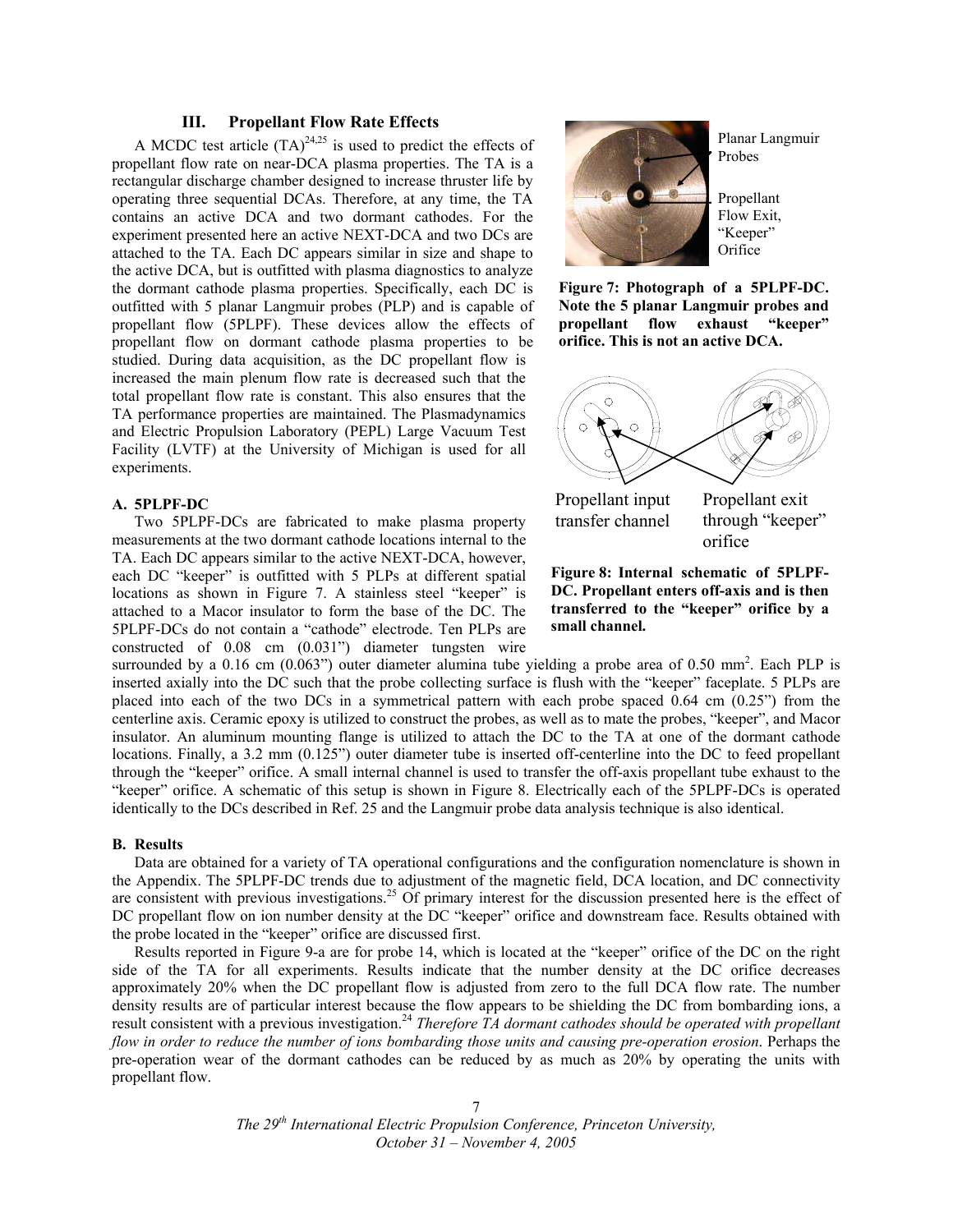## III. Propellant Flow Rate Effects

A MCDC test article (TA)[24,25] is used to predict the effects of propellant flow rate on near-DCA plasma properties. The TA is a rectangular discharge chamber designed to increase thruster life by operating three sequential DCAs. Therefore, at any time, the TA contains an active DCA and two dormant cathodes. For the experiment presented here an active NEXT-DCA and two DCs are attached to the TA. Each DC appears similar in size and shape to the active DCA, but is outfitted with plasma diagnostics to analyze the dormant cathode plasma properties. Specifically, each DC is outfitted with 5 planar Langmuir probes (PLP) and is capable of propellant flow (5PLPF). These devices allow the effects of propellant flow on dormant cathode plasma properties to be studied. During data acquisition, as the DC propellant flow is increased the main plenum flow rate is decreased such that the total propellant flow rate is constant. This also ensures that the TA performance properties are maintained. The Plasmadynamics and Electric Propulsion Laboratory (PEPL) Large Vacuum Test Facility (LVTF) at the University of Michigan is used for all experiments.

Planar Langmuir Probes

Propellant Flow Exit, "Keeper" Orifice

**Figure 7: Photograph of a 5PLPF-DC. Note the 5 planar Langmuir probes and propellant flow exhaust "keeper" orifice. This is not an active DCA.**

Propellant input transfer channel

Propellant exit through "keeper" orifice

**Figure 8: Internal schematic of 5PLPF-DC. Propellant enters off-axis and is then transferred to the "keeper" orifice by a small channel.**

### A. 5PLPF-DC

Two 5PLPF-DCs are fabricated to make plasma property measurements at the two dormant cathode locations internal to the TA. Each DC appears similar to the active NEXT-DCA, however, each DC "keeper" is outfitted with 5 PLPs at different spatial locations as shown in Figure 7. A stainless steel "keeper" is attached to a Macor insulator to form the base of the DC. The 5PLPF-DCs do not contain a "cathode" electrode. Ten PLPs are constructed of 0.08 cm (0.031") diameter tungsten wire surrounded by a 0.16 cm (0.063") outer diameter alumina tube yielding a probe area of 0.50 mm$^2$. Each PLP is inserted axially into the DC such that the probe collecting surface is flush with the "keeper" faceplate. 5 PLPs are placed into each of the two DCs in a symmetrical pattern with each probe spaced 0.64 cm (0.25") from the centerline axis. Ceramic epoxy is utilized to construct the probes, as well as to mate the probes, "keeper", and Macor insulator. An aluminum mounting flange is utilized to attach the DC to the TA at one of the dormant cathode locations. Finally, a 3.2 mm (0.125") outer diameter tube is inserted off-centerline into the DC to feed propellant through the "keeper" orifice. A small internal channel is used to transfer the off-axis propellant tube exhaust to the "keeper" orifice. A schematic of this setup is shown in Figure 8. Electrically each of the 5PLPF-DCs is operated identically to the DCs described in Ref. 25 and the Langmuir probe data analysis technique is also identical.

### B. Results

Data are obtained for a variety of TA operational configurations and the configuration nomenclature is shown in the Appendix. The 5PLPF-DC trends due to adjustment of the magnetic field, DCA location, and DC connectivity are consistent with previous investigations.[25] Of primary interest for the discussion presented here is the effect of DC propellant flow on ion number density at the DC "keeper" orifice and downstream face. Results obtained with the probe located in the "keeper" orifice are discussed first.

Results reported in Figure 9-a are for probe 14, which is located at the "keeper" orifice of the DC on the right side of the TA for all experiments. Results indicate that the number density at the DC orifice decreases approximately 20% when the DC propellant flow is adjusted from zero to the full DCA flow rate. The number density results are of particular interest because the flow appears to be shielding the DC from bombarding ions, a result consistent with a previous investigation.[24] *Therefore TA dormant cathodes should be operated with propellant flow in order to reduce the number of ions bombarding those units and causing pre-operation erosion*. Perhaps the pre-operation wear of the dormant cathodes can be reduced by as much as 20% by operating the units with propellant flow.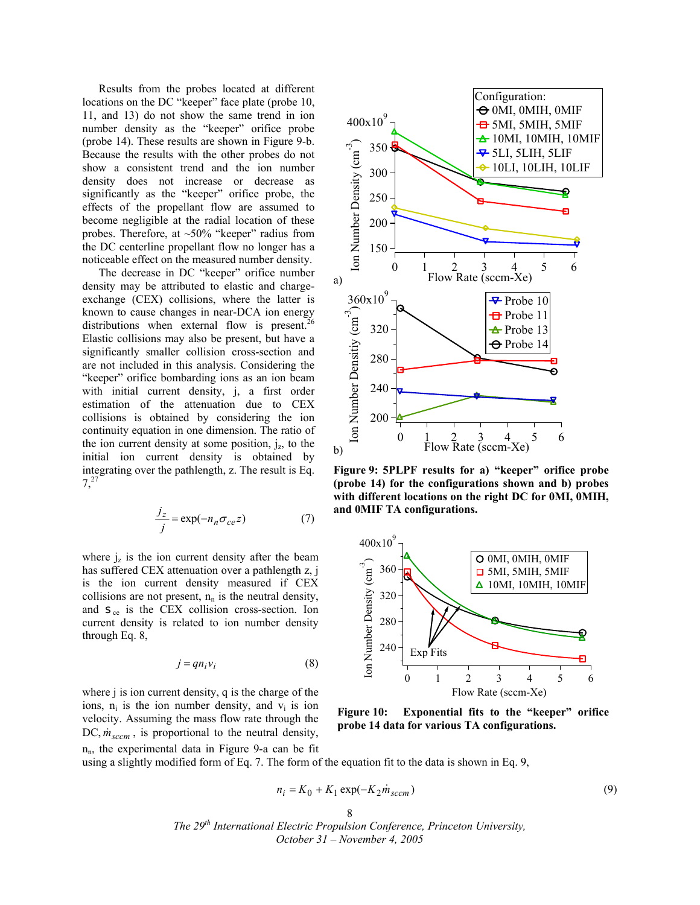Results from the probes located at different locations on the DC "keeper" face plate (probe 10, 11, and 13) do not show the same trend in ion number density as the "keeper" orifice probe (probe 14). These results are shown in Figure 9-b. Because the results with the other probes do not show a consistent trend and the ion number density does not increase or decrease as significantly as the "keeper" orifice probe, the effects of the propellant flow are assumed to become negligible at the radial location of these probes. Therefore, at ~50% "keeper" radius from the DC centerline propellant flow no longer has a noticeable effect on the measured number density.

The decrease in DC "keeper" orifice number density may be attributed to elastic and charge-exchange (CEX) collisions, where the latter is known to cause changes in near-DCA ion energy distributions when external flow is present.[26] Elastic collisions may also be present, but have a significantly smaller collision cross-section and are not included in this analysis. Considering the "keeper" orifice bombarding ions as an ion beam with initial current density, j, a first order estimation of the attenuation due to CEX collisions is obtained by considering the ion continuity equation in one dimension. The ratio of the ion current density at some position, $j_z$, to the initial ion current density is obtained by integrating over the pathlength, z. The result is Eq. 7,[27]

$$\frac{j_z}{j} = \exp(-n_n \sigma_{ce} z) \tag{7}$$

where $j_z$ is the ion current density after the beam has suffered CEX attenuation over a pathlength z, j is the ion current density measured if CEX collisions are not present, $n_n$ is the neutral density, and $\sigma_{ce}$ is the CEX collision cross-section. Ion current density is related to ion number density through Eq. 8,

$$j = q n_i v_i \tag{8}$$

where j is ion current density, q is the charge of the ions, $n_i$ is the ion number density, and $v_i$ is ion velocity. Assuming the mass flow rate through the DC, $\dot{m}_{sccm}$, is proportional to the neutral density, $n_n$, the experimental data in Figure 9-a can be fit using a slightly modified form of Eq. 7. The form of the equation fit to the data is shown in Eq. 9,

$$n_i = K_0 + K_1 \exp(-K_2 \dot{m}_{sccm}) \tag{9}$$

**Figure 9: 5PLPF results for a) "keeper" orifice probe (probe 14) for the configurations shown and b) probes with different locations on the right DC for 0MI, 0MIH, and 0MIF TA configurations.**

**Figure 10: Exponential fits to the "keeper" orifice probe 14 data for various TA configurations.**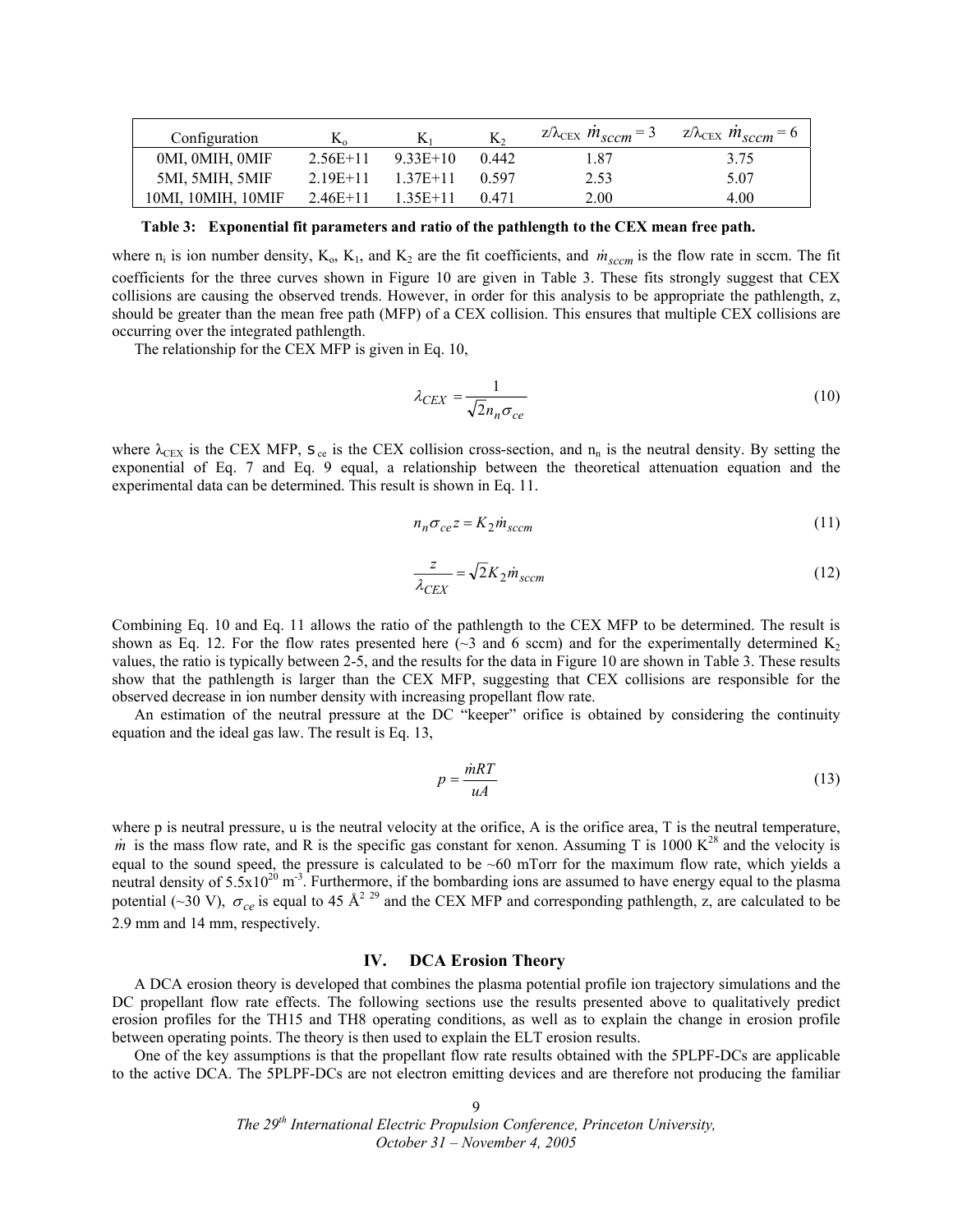| Configuration | $K_o$ | $K_1$ | $K_2$ | $z/\lambda_{CEX}$ $\dot{m}_{sccm} = 3$ | $z/\lambda_{CEX}$ $\dot{m}_{sccm} = 6$ |
|---|---|---|---|---|---|
| 0MI, 0MIH, 0MIF | 2.56E+11 | 9.33E+10 | 0.442 | 1.87 | 3.75 |
| 5MI, 5MIH, 5MIF | 2.19E+11 | 1.37E+11 | 0.597 | 2.53 | 5.07 |
| 10MI, 10MIH, 10MIF | 2.46E+11 | 1.35E+11 | 0.471 | 2.00 | 4.00 |

**Table 3: Exponential fit parameters and ratio of the pathlength to the CEX mean free path.**

where $n_i$ is ion number density, $K_o$, $K_1$, and $K_2$ are the fit coefficients, and $\dot{m}_{sccm}$ is the flow rate in sccm. The fit coefficients for the three curves shown in Figure 10 are given in Table 3. These fits strongly suggest that CEX collisions are causing the observed trends. However, in order for this analysis to be appropriate the pathlength, z, should be greater than the mean free path (MFP) of a CEX collision. This ensures that multiple CEX collisions are occurring over the integrated pathlength.

The relationship for the CEX MFP is given in Eq. 10,

$$\lambda_{CEX} = \frac{1}{\sqrt{2} n_n \sigma_{ce}} \tag{10}$$

where $\lambda_{CEX}$ is the CEX MFP, $\sigma_{ce}$ is the CEX collision cross-section, and $n_n$ is the neutral density. By setting the exponential of Eq. 7 and Eq. 9 equal, a relationship between the theoretical attenuation equation and the experimental data can be determined. This result is shown in Eq. 11.

$$n_n \sigma_{ce} z = K_2 \dot{m}_{sccm} \tag{11}$$

$$\frac{z}{\lambda_{CEX}} = \sqrt{2} K_2 \dot{m}_{sccm} \tag{12}$$

Combining Eq. 10 and Eq. 11 allows the ratio of the pathlength to the CEX MFP to be determined. The result is shown as Eq. 12. For the flow rates presented here (~3 and 6 sccm) and for the experimentally determined $K_2$ values, the ratio is typically between 2-5, and the results for the data in Figure 10 are shown in Table 3. These results show that the pathlength is larger than the CEX MFP, suggesting that CEX collisions are responsible for the observed decrease in ion number density with increasing propellant flow rate.

An estimation of the neutral pressure at the DC "keeper" orifice is obtained by considering the continuity equation and the ideal gas law. The result is Eq. 13,

$$p = \frac{\dot{m} R T}{u A} \tag{13}$$

where p is neutral pressure, u is the neutral velocity at the orifice, A is the orifice area, T is the neutral temperature, $\dot{m}$ is the mass flow rate, and R is the specific gas constant for xenon. Assuming T is 1000 K[28] and the velocity is equal to the sound speed, the pressure is calculated to be ~60 mTorr for the maximum flow rate, which yields a neutral density of $5.5 \times 10^{20}$ m$^{-3}$. Furthermore, if the bombarding ions are assumed to have energy equal to the plasma potential (~30 V), $\sigma_{ce}$ is equal to 45 Å$^2$ [29] and the CEX MFP and corresponding pathlength, z, are calculated to be 2.9 mm and 14 mm, respectively.

## IV. DCA Erosion Theory

A DCA erosion theory is developed that combines the plasma potential profile ion trajectory simulations and the DC propellant flow rate effects. The following sections use the results presented above to qualitatively predict erosion profiles for the TH15 and TH8 operating conditions, as well as to explain the change in erosion profile between operating points. The theory is then used to explain the ELT erosion results.

One of the key assumptions is that the propellant flow rate results obtained with the 5PLPF-DCs are applicable to the active DCA. The 5PLPF-DCs are not electron emitting devices and are therefore not producing the familiar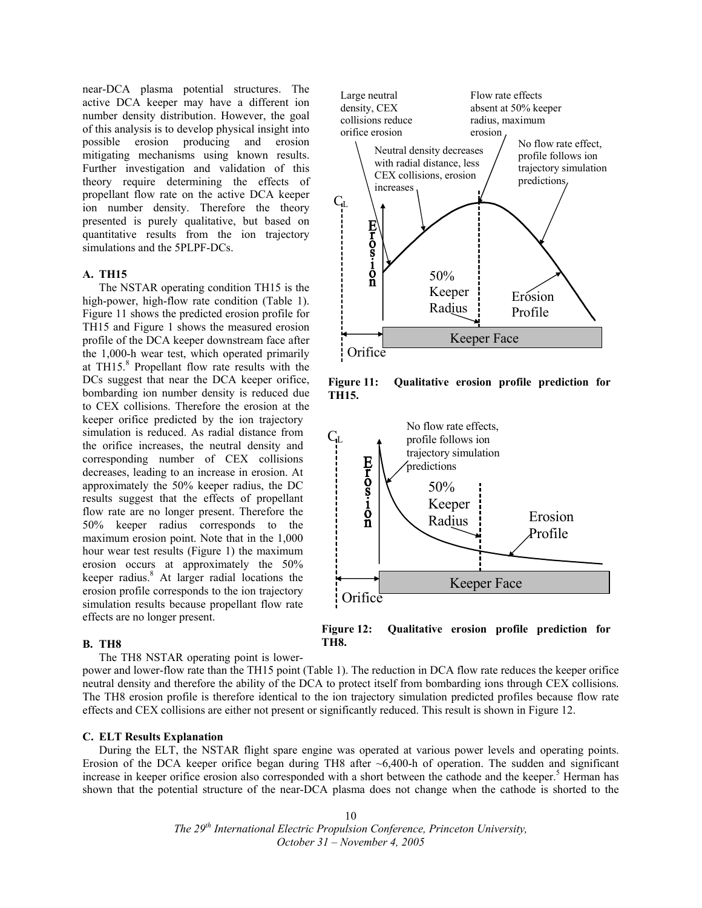near-DCA plasma potential structures. The active DCA keeper may have a different ion number density distribution. However, the goal of this analysis is to develop physical insight into possible erosion producing and erosion mitigating mechanisms using known results. Further investigation and validation of this theory require determining the effects of propellant flow rate on the active DCA keeper ion number density. Therefore the theory presented is purely qualitative, but based on quantitative results from the ion trajectory simulations and the 5PLPF-DCs.

### A. TH15

The NSTAR operating condition TH15 is the high-power, high-flow rate condition (Table 1). Figure 11 shows the predicted erosion profile for TH15 and Figure 1 shows the measured erosion profile of the DCA keeper downstream face after the 1,000-h wear test, which operated primarily at TH15.[8] Propellant flow rate results with the DCs suggest that near the DCA keeper orifice, bombarding ion number density is reduced due to CEX collisions. Therefore the erosion at the keeper orifice predicted by the ion trajectory simulation is reduced. As radial distance from the orifice increases, the neutral density and corresponding number of CEX collisions decreases, leading to an increase in erosion. At approximately the 50% keeper radius, the DC results suggest that the effects of propellant flow rate are no longer present. Therefore the 50% keeper radius corresponds to the maximum erosion point. Note that in the 1,000 hour wear test results (Figure 1) the maximum erosion occurs at approximately the 50% keeper radius.[8] At larger radial locations the erosion profile corresponds to the ion trajectory simulation results because propellant flow rate effects are no longer present.

**Figure 11: Qualitative erosion profile prediction for TH15.**

### B. TH8

The TH8 NSTAR operating point is lower-power and lower-flow rate than the TH15 point (Table 1). The reduction in DCA flow rate reduces the keeper orifice neutral density and therefore the ability of the DCA to protect itself from bombarding ions through CEX collisions. The TH8 erosion profile is therefore identical to the ion trajectory simulation predicted profiles because flow rate effects and CEX collisions are either not present or significantly reduced. This result is shown in Figure 12.

**Figure 12: Qualitative erosion profile prediction for TH8.**

### C. ELT Results Explanation

During the ELT, the NSTAR flight spare engine was operated at various power levels and operating points. Erosion of the DCA keeper orifice began during TH8 after ~6,400-h of operation. The sudden and significant increase in keeper orifice erosion also corresponded with a short between the cathode and the keeper.[5] Herman has shown that the potential structure of the near-DCA plasma does not change when the cathode is shorted to the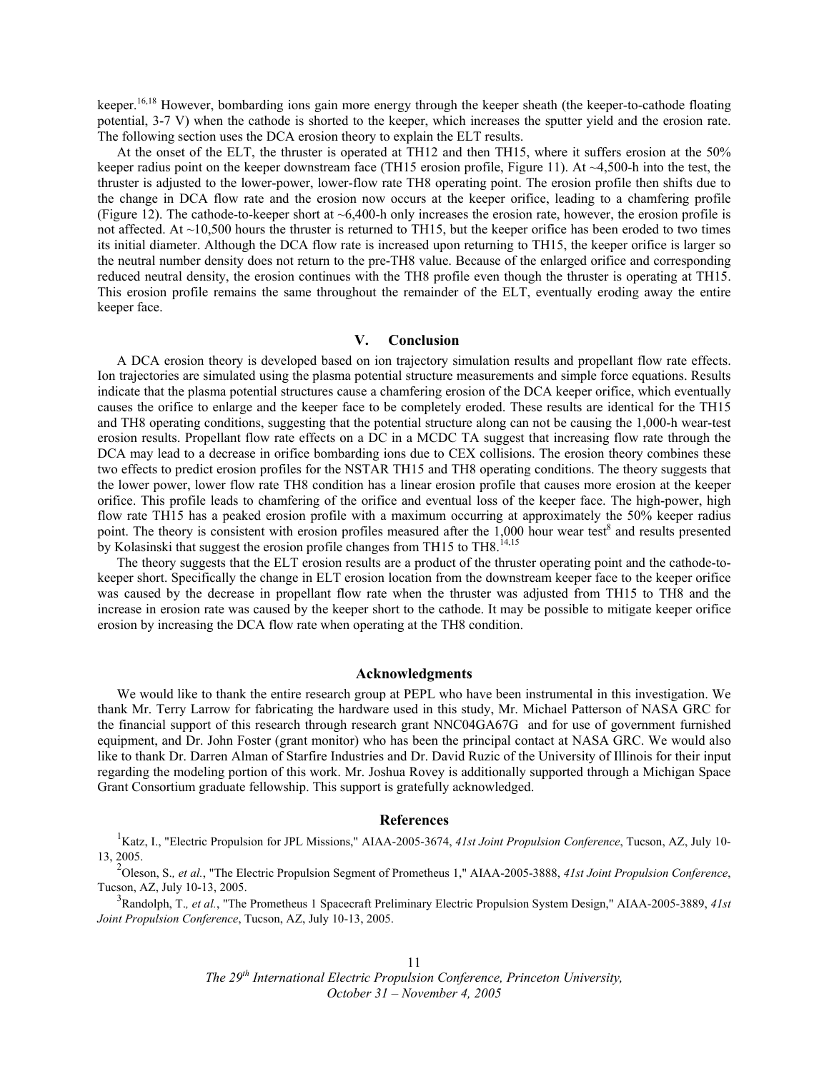keeper.[16,18] However, bombarding ions gain more energy through the keeper sheath (the keeper-to-cathode floating potential, 3-7 V) when the cathode is shorted to the keeper, which increases the sputter yield and the erosion rate. The following section uses the DCA erosion theory to explain the ELT results.

At the onset of the ELT, the thruster is operated at TH12 and then TH15, where it suffers erosion at the 50% keeper radius point on the keeper downstream face (TH15 erosion profile, Figure 11). At ~4,500-h into the test, the thruster is adjusted to the lower-power, lower-flow rate TH8 operating point. The erosion profile then shifts due to the change in DCA flow rate and the erosion now occurs at the keeper orifice, leading to a chamfering profile (Figure 12). The cathode-to-keeper short at ~6,400-h only increases the erosion rate, however, the erosion profile is not affected. At ~10,500 hours the thruster is returned to TH15, but the keeper orifice has been eroded to two times its initial diameter. Although the DCA flow rate is increased upon returning to TH15, the keeper orifice is larger so the neutral number density does not return to the pre-TH8 value. Because of the enlarged orifice and corresponding reduced neutral density, the erosion continues with the TH8 profile even though the thruster is operating at TH15. This erosion profile remains the same throughout the remainder of the ELT, eventually eroding away the entire keeper face.

## V. Conclusion

A DCA erosion theory is developed based on ion trajectory simulation results and propellant flow rate effects. Ion trajectories are simulated using the plasma potential structure measurements and simple force equations. Results indicate that the plasma potential structures cause a chamfering erosion of the DCA keeper orifice, which eventually causes the orifice to enlarge and the keeper face to be completely eroded. These results are identical for the TH15 and TH8 operating conditions, suggesting that the potential structure along can not be causing the 1,000-h wear-test erosion results. Propellant flow rate effects on a DC in a MCDC TA suggest that increasing flow rate through the DCA may lead to a decrease in orifice bombarding ions due to CEX collisions. The erosion theory combines these two effects to predict erosion profiles for the NSTAR TH15 and TH8 operating conditions. The theory suggests that the lower power, lower flow rate TH8 condition has a linear erosion profile that causes more erosion at the keeper orifice. This profile leads to chamfering of the orifice and eventual loss of the keeper face. The high-power, high flow rate TH15 has a peaked erosion profile with a maximum occurring at approximately the 50% keeper radius point. The theory is consistent with erosion profiles measured after the 1,000 hour wear test[8] and results presented by Kolasinski that suggest the erosion profile changes from TH15 to TH8.[14,15]

The theory suggests that the ELT erosion results are a product of the thruster operating point and the cathode-to-keeper short. Specifically the change in ELT erosion location from the downstream keeper face to the keeper orifice was caused by the decrease in propellant flow rate when the thruster was adjusted from TH15 to TH8 and the increase in erosion rate was caused by the keeper short to the cathode. It may be possible to mitigate keeper orifice erosion by increasing the DCA flow rate when operating at the TH8 condition.

## Acknowledgments

We would like to thank the entire research group at PEPL who have been instrumental in this investigation. We thank Mr. Terry Larrow for fabricating the hardware used in this study, Mr. Michael Patterson of NASA GRC for the financial support of this research through research grant NNC04GA67G and for use of government furnished equipment, and Dr. John Foster (grant monitor) who has been the principal contact at NASA GRC. We would also like to thank Dr. Darren Alman of Starfire Industries and Dr. David Ruzic of the University of Illinois for their input regarding the modeling portion of this work. Mr. Joshua Rovey is additionally supported through a Michigan Space Grant Consortium graduate fellowship. This support is gratefully acknowledged.

## References

[1] Katz, I., "Electric Propulsion for JPL Missions," AIAA-2005-3674, *41st Joint Propulsion Conference*, Tucson, AZ, July 10-13, 2005.

[2] Oleson, S., *et al.*, "The Electric Propulsion Segment of Prometheus 1," AIAA-2005-3888, *41st Joint Propulsion Conference*, Tucson, AZ, July 10-13, 2005.

[3] Randolph, T., *et al.*, "The Prometheus 1 Spacecraft Preliminary Electric Propulsion System Design," AIAA-2005-3889, *41st Joint Propulsion Conference*, Tucson, AZ, July 10-13, 2005.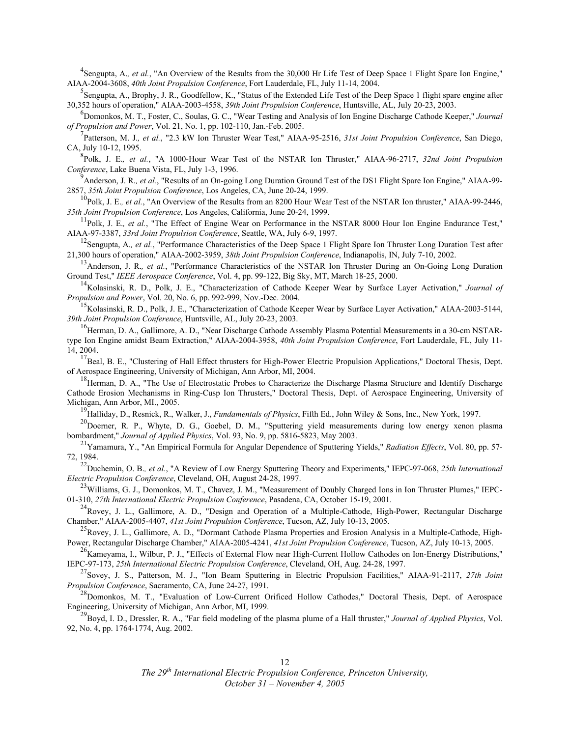[4]Sengupta, A., *et al.*, "An Overview of the Results from the 30,000 Hr Life Test of Deep Space 1 Flight Spare Ion Engine," AIAA-2004-3608, *40th Joint Propulsion Conference*, Fort Lauderdale, FL, July 11-14, 2004.

[5]Sengupta, A., Brophy, J. R., Goodfellow, K., "Status of the Extended Life Test of the Deep Space 1 flight spare engine after 30,352 hours of operation," AIAA-2003-4558, *39th Joint Propulsion Conference*, Huntsville, AL, July 20-23, 2003.

[6]Domonkos, M. T., Foster, C., Soulas, G. C., "Wear Testing and Analysis of Ion Engine Discharge Cathode Keeper," *Journal of Propulsion and Power*, Vol. 21, No. 1, pp. 102-110, Jan.-Feb. 2005.

[7]Patterson, M. J., *et al.*, "2.3 kW Ion Thruster Wear Test," AIAA-95-2516, *31st Joint Propulsion Conference*, San Diego, CA, July 10-12, 1995.

[8]Polk, J. E., *et al.*, "A 1000-Hour Wear Test of the NSTAR Ion Thruster," AIAA-96-2717, *32nd Joint Propulsion Conference*, Lake Buena Vista, FL, July 1-3, 1996.

[9]Anderson, J. R., *et al.*, "Results of an On-going Long Duration Ground Test of the DS1 Flight Spare Ion Engine," AIAA-99-2857, *35th Joint Propulsion Conference*, Los Angeles, CA, June 20-24, 1999.

[10]Polk, J. E., *et al.*, "An Overview of the Results from an 8200 Hour Wear Test of the NSTAR Ion thruster," AIAA-99-2446, *35th Joint Propulsion Conference*, Los Angeles, California, June 20-24, 1999.

[11]Polk, J. E., *et al.*, "The Effect of Engine Wear on Performance in the NSTAR 8000 Hour Ion Engine Endurance Test," AIAA-97-3387, *33rd Joint Propulsion Conference*, Seattle, WA, July 6-9, 1997.

[12]Sengupta, A., *et al.*, "Performance Characteristics of the Deep Space 1 Flight Spare Ion Thruster Long Duration Test after 21,300 hours of operation," AIAA-2002-3959, *38th Joint Propulsion Conference*, Indianapolis, IN, July 7-10, 2002.

[13]Anderson, J. R., *et al.*, "Performance Characteristics of the NSTAR Ion Thruster During an On-Going Long Duration Ground Test," *IEEE Aerospace Conference*, Vol. 4, pp. 99-122, Big Sky, MT, March 18-25, 2000.

[14]Kolasinski, R. D., Polk, J. E., "Characterization of Cathode Keeper Wear by Surface Layer Activation," *Journal of Propulsion and Power*, Vol. 20, No. 6, pp. 992-999, Nov.-Dec. 2004.

[15]Kolasinski, R. D., Polk, J. E., "Characterization of Cathode Keeper Wear by Surface Layer Activation," AIAA-2003-5144, *39th Joint Propulsion Conference*, Huntsville, AL, July 20-23, 2003.

[16]Herman, D. A., Gallimore, A. D., "Near Discharge Cathode Assembly Plasma Potential Measurements in a 30-cm NSTAR-type Ion Engine amidst Beam Extraction," AIAA-2004-3958, *40th Joint Propulsion Conference*, Fort Lauderdale, FL, July 11-14, 2004.

[17]Beal, B. E., "Clustering of Hall Effect thrusters for High-Power Electric Propulsion Applications," Doctoral Thesis, Dept. of Aerospace Engineering, University of Michigan, Ann Arbor, MI, 2004.

[18]Herman, D. A., "The Use of Electrostatic Probes to Characterize the Discharge Plasma Structure and Identify Discharge Cathode Erosion Mechanisms in Ring-Cusp Ion Thrusters," Doctoral Thesis, Dept. of Aerospace Engineering, University of Michigan, Ann Arbor, MI., 2005.

[19]Halliday, D., Resnick, R., Walker, J., *Fundamentals of Physics*, Fifth Ed., John Wiley & Sons, Inc., New York, 1997.

[20]Doerner, R. P., Whyte, D. G., Goebel, D. M., "Sputtering yield measurements during low energy xenon plasma bombardment," *Journal of Applied Physics*, Vol. 93, No. 9, pp. 5816-5823, May 2003.

[21]Yamamura, Y., "An Empirical Formula for Angular Dependence of Sputtering Yields," *Radiation Effects*, Vol. 80, pp. 57-72, 1984.

[22]Duchemin, O. B., *et al.*, "A Review of Low Energy Sputtering Theory and Experiments," IEPC-97-068, *25th International Electric Propulsion Conference*, Cleveland, OH, August 24-28, 1997.

[23]Williams, G. J., Domonkos, M. T., Chavez, J. M., "Measurement of Doubly Charged Ions in Ion Thruster Plumes," IEPC-01-310, *27th International Electric Propulsion Conference*, Pasadena, CA, October 15-19, 2001.

[24]Rovey, J. L., Gallimore, A. D., "Design and Operation of a Multiple-Cathode, High-Power, Rectangular Discharge Chamber," AIAA-2005-4407, *41st Joint Propulsion Conference*, Tucson, AZ, July 10-13, 2005.

[25]Rovey, J. L., Gallimore, A. D., "Dormant Cathode Plasma Properties and Erosion Analysis in a Multiple-Cathode, High-Power, Rectangular Discharge Chamber," AIAA-2005-4241, *41st Joint Propulsion Conference*, Tucson, AZ, July 10-13, 2005.

[26]Kameyama, I., Wilbur, P. J., "Effects of External Flow near High-Current Hollow Cathodes on Ion-Energy Distributions," IEPC-97-173, *25th International Electric Propulsion Conference*, Cleveland, OH, Aug. 24-28, 1997.

[27]Sovey, J. S., Patterson, M. J., "Ion Beam Sputtering in Electric Propulsion Facilities," AIAA-91-2117, *27th Joint Propulsion Conference*, Sacramento, CA, June 24-27, 1991.

[28]Domonkos, M. T., "Evaluation of Low-Current Orificed Hollow Cathodes," Doctoral Thesis, Dept. of Aerospace Engineering, University of Michigan, Ann Arbor, MI, 1999.

[29]Boyd, I. D., Dressler, R. A., "Far field modeling of the plasma plume of a Hall thruster," *Journal of Applied Physics*, Vol. 92, No. 4, pp. 1764-1774, Aug. 2002.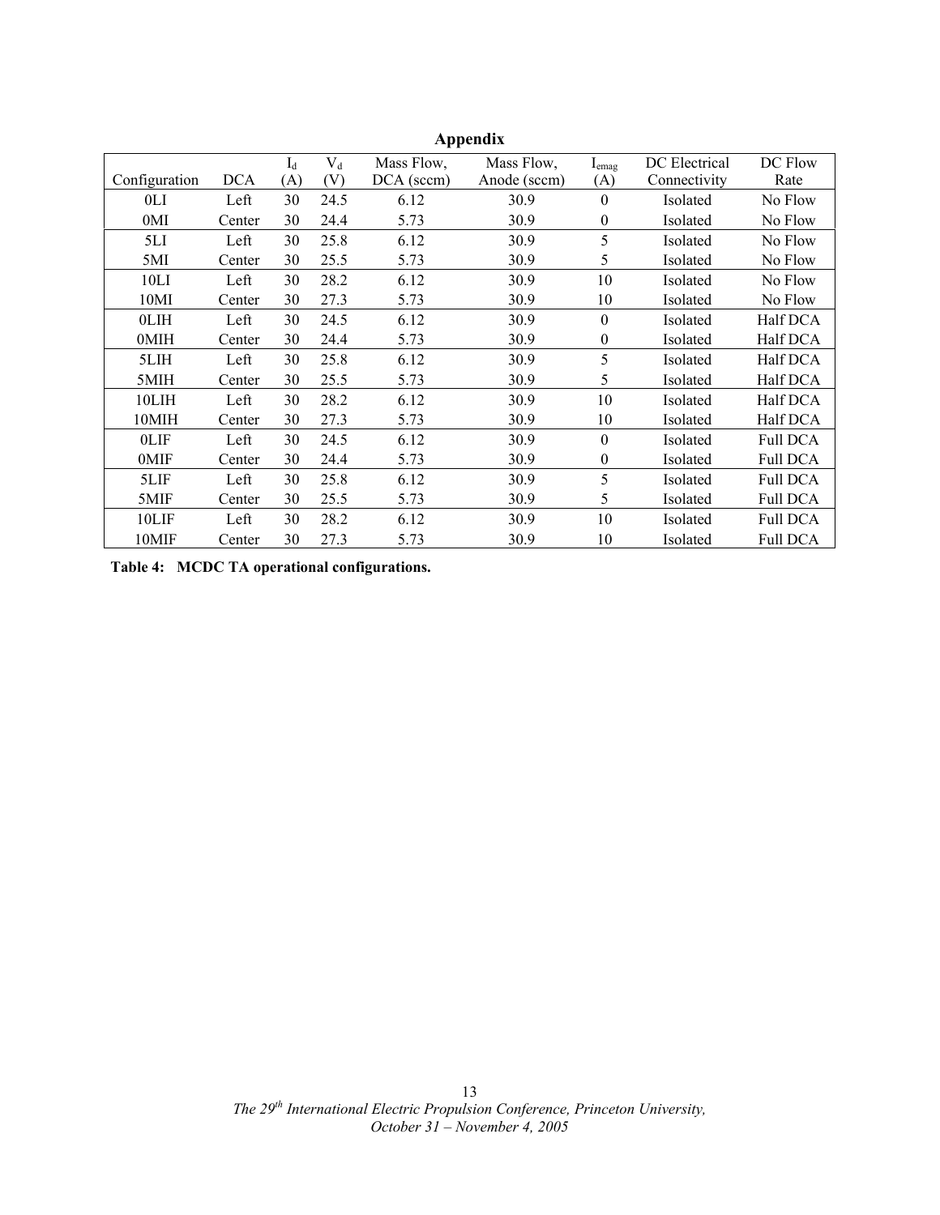## Appendix

| Configuration | DCA | $I_d$ (A) | $V_d$ (V) | Mass Flow, DCA (sccm) | Mass Flow, Anode (sccm) | $I_{emag}$ (A) | DC Electrical Connectivity | DC Flow Rate |
|---|---|---|---|---|---|---|---|---|
| 0LI | Left | 30 | 24.5 | 6.12 | 30.9 | 0 | Isolated | No Flow |
| 0MI | Center | 30 | 24.4 | 5.73 | 30.9 | 0 | Isolated | No Flow |
| 5LI | Left | 30 | 25.8 | 6.12 | 30.9 | 5 | Isolated | No Flow |
| 5MI | Center | 30 | 25.5 | 5.73 | 30.9 | 5 | Isolated | No Flow |
| 10LI | Left | 30 | 28.2 | 6.12 | 30.9 | 10 | Isolated | No Flow |
| 10MI | Center | 30 | 27.3 | 5.73 | 30.9 | 10 | Isolated | No Flow |
| 0LIH | Left | 30 | 24.5 | 6.12 | 30.9 | 0 | Isolated | Half DCA |
| 0MIH | Center | 30 | 24.4 | 5.73 | 30.9 | 0 | Isolated | Half DCA |
| 5LIH | Left | 30 | 25.8 | 6.12 | 30.9 | 5 | Isolated | Half DCA |
| 5MIH | Center | 30 | 25.5 | 5.73 | 30.9 | 5 | Isolated | Half DCA |
| 10LIH | Left | 30 | 28.2 | 6.12 | 30.9 | 10 | Isolated | Half DCA |
| 10MIH | Center | 30 | 27.3 | 5.73 | 30.9 | 10 | Isolated | Half DCA |
| 0LIF | Left | 30 | 24.5 | 6.12 | 30.9 | 0 | Isolated | Full DCA |
| 0MIF | Center | 30 | 24.4 | 5.73 | 30.9 | 0 | Isolated | Full DCA |
| 5LIF | Left | 30 | 25.8 | 6.12 | 30.9 | 5 | Isolated | Full DCA |
| 5MIF | Center | 30 | 25.5 | 5.73 | 30.9 | 5 | Isolated | Full DCA |
| 10LIF | Left | 30 | 28.2 | 6.12 | 30.9 | 10 | Isolated | Full DCA |
| 10MIF | Center | 30 | 27.3 | 5.73 | 30.9 | 10 | Isolated | Full DCA |

**Table 4: MCDC TA operational configurations.**